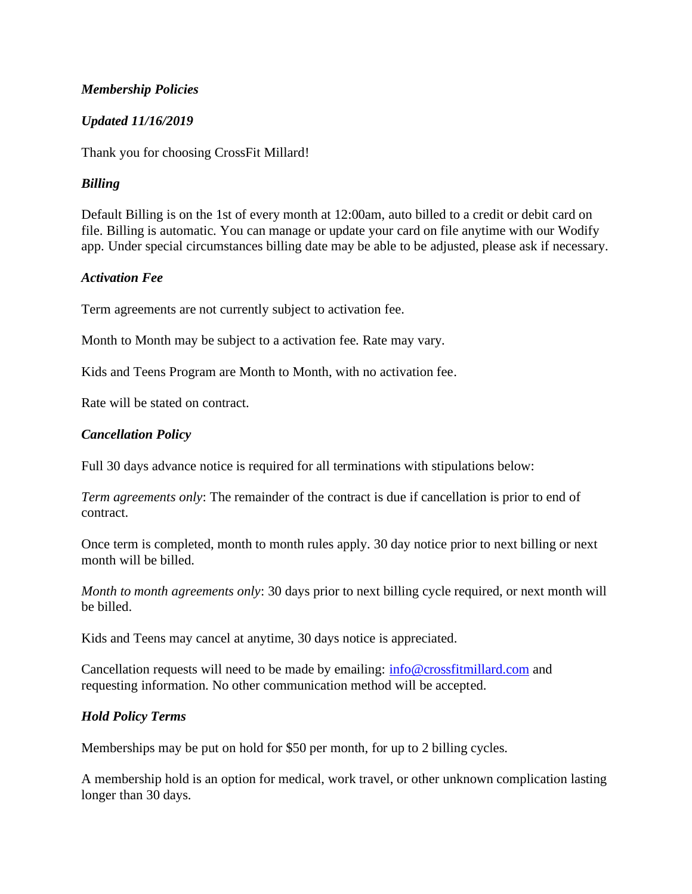## *Membership Policies*

### *Updated 11/16/2019*

Thank you for choosing CrossFit Millard!

### *Billing*

Default Billing is on the 1st of every month at 12:00am, auto billed to a credit or debit card on file. Billing is automatic. You can manage or update your card on file anytime with our Wodify app. Under special circumstances billing date may be able to be adjusted, please ask if necessary.

### *Activation Fee*

Term agreements are not currently subject to activation fee.

Month to Month may be subject to a activation fee. Rate may vary.

Kids and Teens Program are Month to Month, with no activation fee.

Rate will be stated on contract.

### *Cancellation Policy*

Full 30 days advance notice is required for all terminations with stipulations below:

*Term agreements only*: The remainder of the contract is due if cancellation is prior to end of contract.

Once term is completed, month to month rules apply. 30 day notice prior to next billing or next month will be billed.

*Month to month agreements only*: 30 days prior to next billing cycle required, or next month will be billed.

Kids and Teens may cancel at anytime, 30 days notice is appreciated.

Cancellation requests will need to be made by emailing: [info@crossfitmillard.com](mailto:info@crossfitmillard.com) and requesting information. No other communication method will be accepted.

### *Hold Policy Terms*

Memberships may be put on hold for $50 per month, for up to 2 billing cycles.

A membership hold is an option for medical, work travel, or other unknown complication lasting longer than 30 days.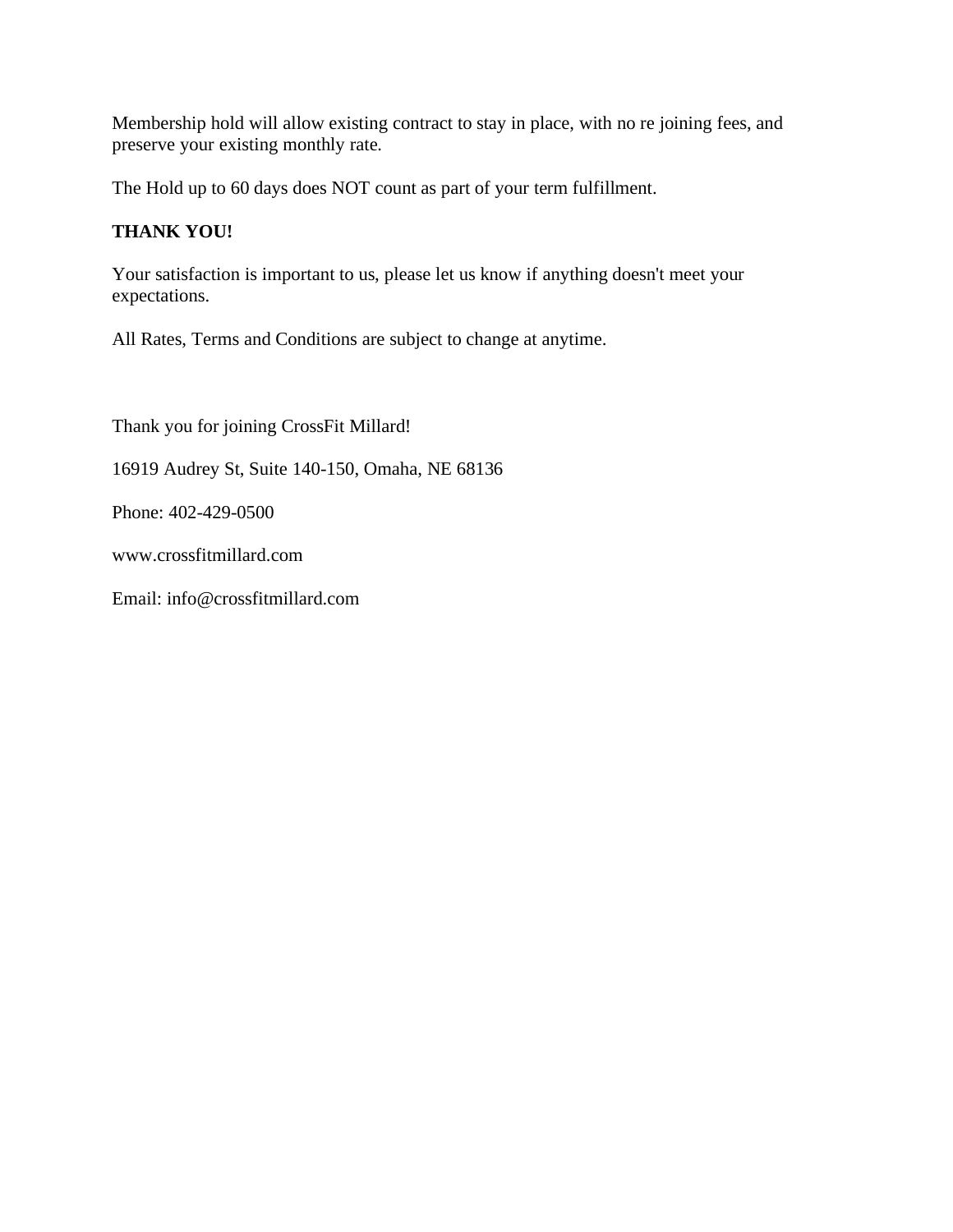Membership hold will allow existing contract to stay in place, with no re joining fees, and preserve your existing monthly rate.

The Hold up to 60 days does NOT count as part of your term fulfillment.

**THANK YOU!**

Your satisfaction is important to us, please let us know if anything doesn't meet your expectations.

All Rates, Terms and Conditions are subject to change at anytime.

Thank you for joining CrossFit Millard!

16919 Audrey St, Suite 140-150, Omaha, NE 68136

Phone: 402-429-0500

www.crossfitmillard.com

Email: info@crossfitmillard.com